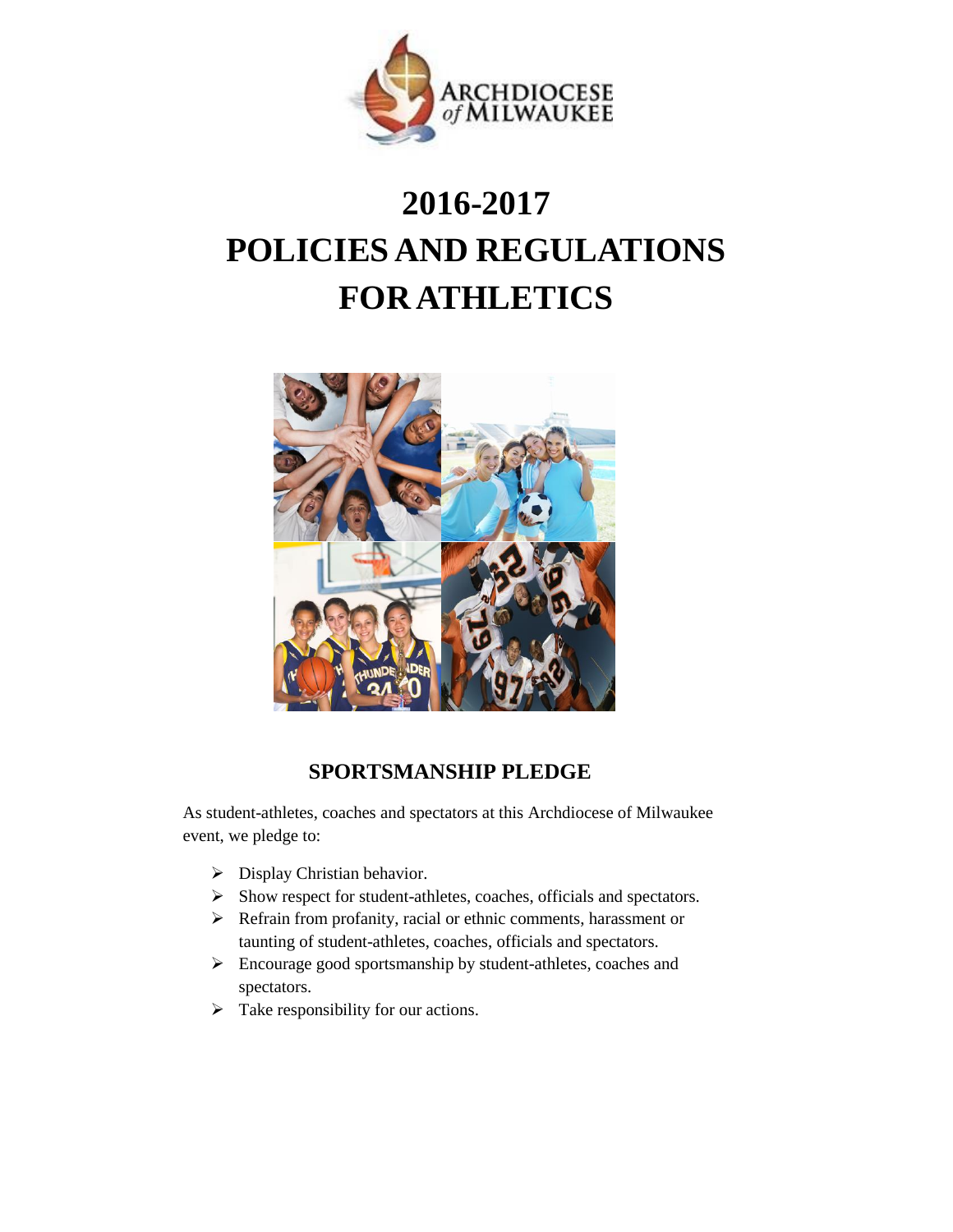ARCHDIOCESE of MILWAUKEE

# 2016-2017
# POLICIES AND REGULATIONS FOR ATHLETICS

## SPORTSMANSHIP PLEDGE

As student-athletes, coaches and spectators at this Archdiocese of Milwaukee event, we pledge to:

- Display Christian behavior.
- Show respect for student-athletes, coaches, officials and spectators.
- Refrain from profanity, racial or ethnic comments, harassment or taunting of student-athletes, coaches, officials and spectators.
- Encourage good sportsmanship by student-athletes, coaches and spectators.
- Take responsibility for our actions.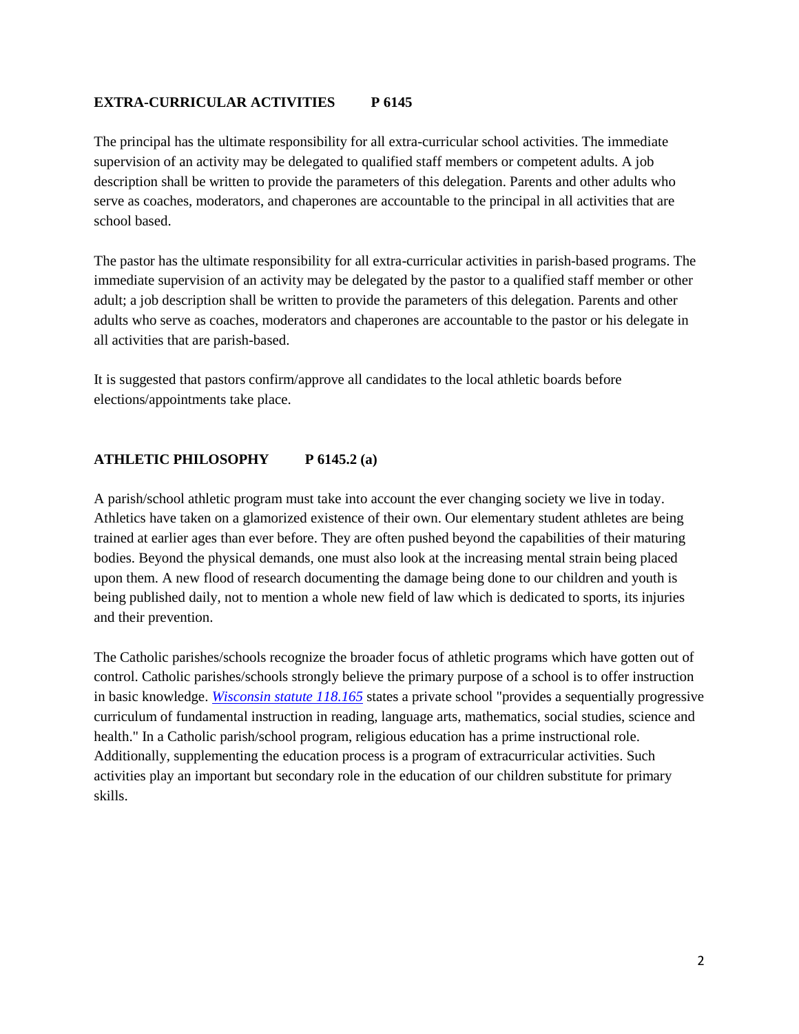**EXTRA-CURRICULAR ACTIVITIES P 6145**

The principal has the ultimate responsibility for all extra-curricular school activities. The immediate supervision of an activity may be delegated to qualified staff members or competent adults. A job description shall be written to provide the parameters of this delegation. Parents and other adults who serve as coaches, moderators, and chaperones are accountable to the principal in all activities that are school based.

The pastor has the ultimate responsibility for all extra-curricular activities in parish-based programs. The immediate supervision of an activity may be delegated by the pastor to a qualified staff member or other adult; a job description shall be written to provide the parameters of this delegation. Parents and other adults who serve as coaches, moderators and chaperones are accountable to the pastor or his delegate in all activities that are parish-based.

It is suggested that pastors confirm/approve all candidates to the local athletic boards before elections/appointments take place.

**ATHLETIC PHILOSOPHY P 6145.2 (a)**

A parish/school athletic program must take into account the ever changing society we live in today. Athletics have taken on a glamorized existence of their own. Our elementary student athletes are being trained at earlier ages than ever before. They are often pushed beyond the capabilities of their maturing bodies. Beyond the physical demands, one must also look at the increasing mental strain being placed upon them. A new flood of research documenting the damage being done to our children and youth is being published daily, not to mention a whole new field of law which is dedicated to sports, its injuries and their prevention.

The Catholic parishes/schools recognize the broader focus of athletic programs which have gotten out of control. Catholic parishes/schools strongly believe the primary purpose of a school is to offer instruction in basic knowledge. *Wisconsin statute 118.165* states a private school "provides a sequentially progressive curriculum of fundamental instruction in reading, language arts, mathematics, social studies, science and health." In a Catholic parish/school program, religious education has a prime instructional role. Additionally, supplementing the education process is a program of extracurricular activities. Such activities play an important but secondary role in the education of our children substitute for primary skills.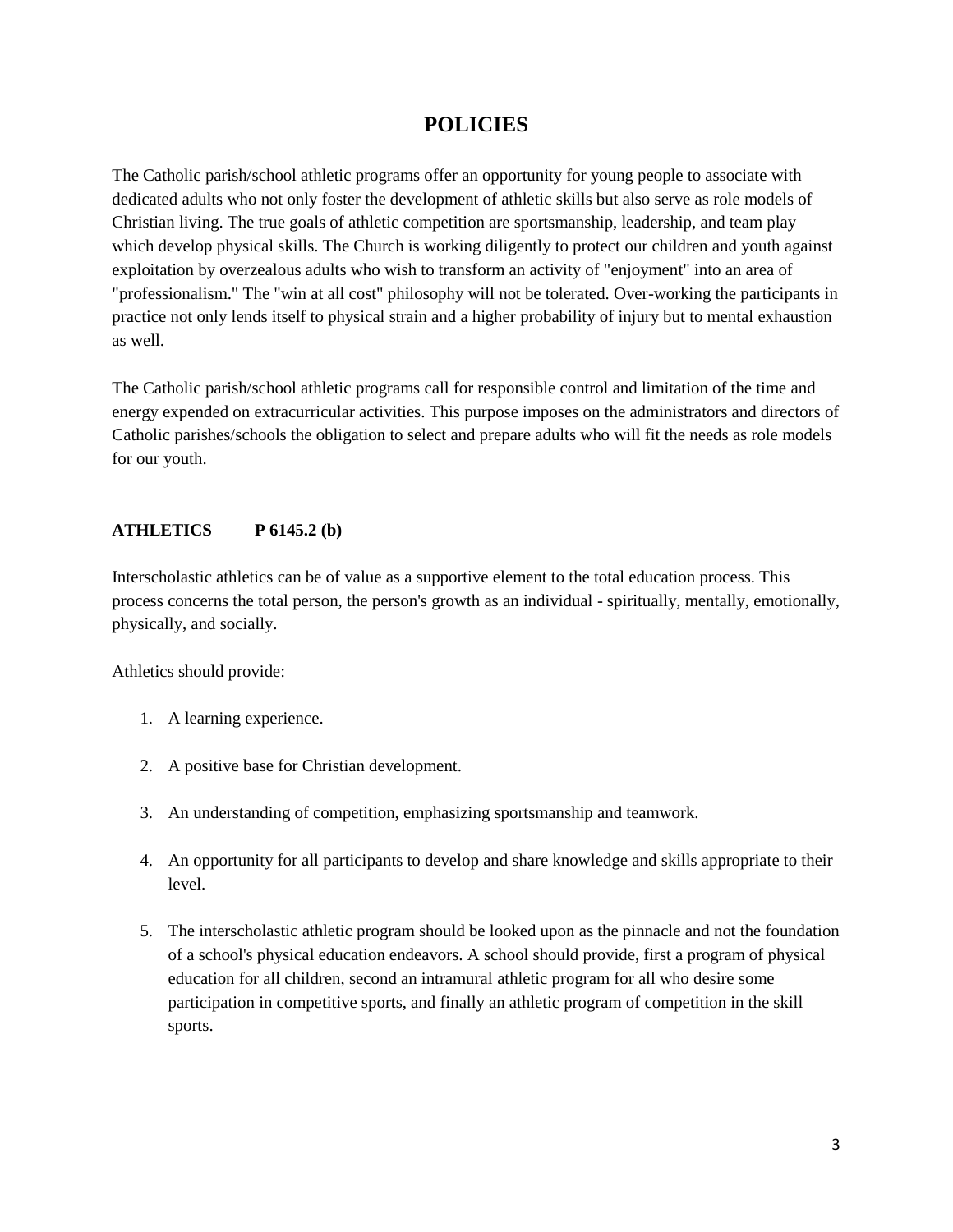# POLICIES

The Catholic parish/school athletic programs offer an opportunity for young people to associate with dedicated adults who not only foster the development of athletic skills but also serve as role models of Christian living. The true goals of athletic competition are sportsmanship, leadership, and team play which develop physical skills. The Church is working diligently to protect our children and youth against exploitation by overzealous adults who wish to transform an activity of "enjoyment" into an area of "professionalism." The "win at all cost" philosophy will not be tolerated. Over-working the participants in practice not only lends itself to physical strain and a higher probability of injury but to mental exhaustion as well.

The Catholic parish/school athletic programs call for responsible control and limitation of the time and energy expended on extracurricular activities. This purpose imposes on the administrators and directors of Catholic parishes/schools the obligation to select and prepare adults who will fit the needs as role models for our youth.

**ATHLETICS P 6145.2 (b)**

Interscholastic athletics can be of value as a supportive element to the total education process. This process concerns the total person, the person's growth as an individual - spiritually, mentally, emotionally, physically, and socially.

Athletics should provide:

1. A learning experience.
2. A positive base for Christian development.
3. An understanding of competition, emphasizing sportsmanship and teamwork.
4. An opportunity for all participants to develop and share knowledge and skills appropriate to their level.
5. The interscholastic athletic program should be looked upon as the pinnacle and not the foundation of a school's physical education endeavors. A school should provide, first a program of physical education for all children, second an intramural athletic program for all who desire some participation in competitive sports, and finally an athletic program of competition in the skill sports.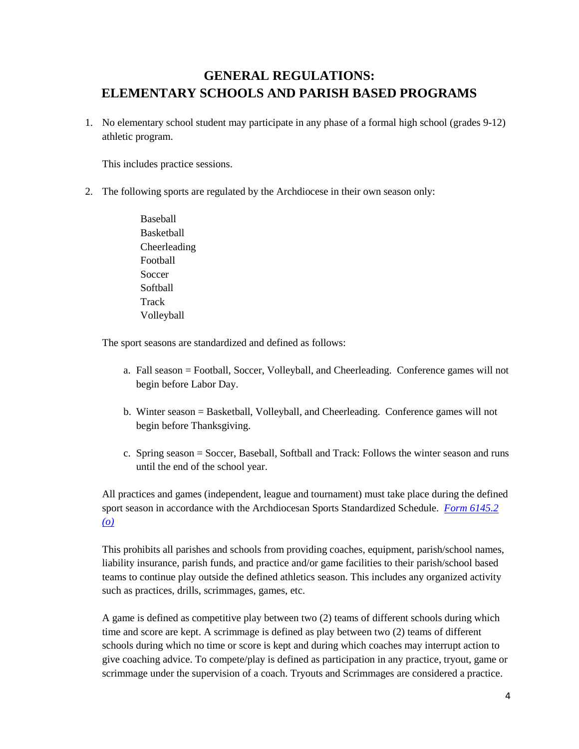# GENERAL REGULATIONS: ELEMENTARY SCHOOLS AND PARISH BASED PROGRAMS

1. No elementary school student may participate in any phase of a formal high school (grades 9-12) athletic program.

   This includes practice sessions.

2. The following sports are regulated by the Archdiocese in their own season only:

   Baseball
   Basketball
   Cheerleading
   Football
   Soccer
   Softball
   Track
   Volleyball

   The sport seasons are standardized and defined as follows:

   a. Fall season = Football, Soccer, Volleyball, and Cheerleading. Conference games will not begin before Labor Day.

   b. Winter season = Basketball, Volleyball, and Cheerleading. Conference games will not begin before Thanksgiving.

   c. Spring season = Soccer, Baseball, Softball and Track: Follows the winter season and runs until the end of the school year.

   All practices and games (independent, league and tournament) must take place during the defined sport season in accordance with the Archdiocesan Sports Standardized Schedule. *Form 6145.2 (o)*

   This prohibits all parishes and schools from providing coaches, equipment, parish/school names, liability insurance, parish funds, and practice and/or game facilities to their parish/school based teams to continue play outside the defined athletics season. This includes any organized activity such as practices, drills, scrimmages, games, etc.

   A game is defined as competitive play between two (2) teams of different schools during which time and score are kept. A scrimmage is defined as play between two (2) teams of different schools during which no time or score is kept and during which coaches may interrupt action to give coaching advice. To compete/play is defined as participation in any practice, tryout, game or scrimmage under the supervision of a coach. Tryouts and Scrimmages are considered a practice.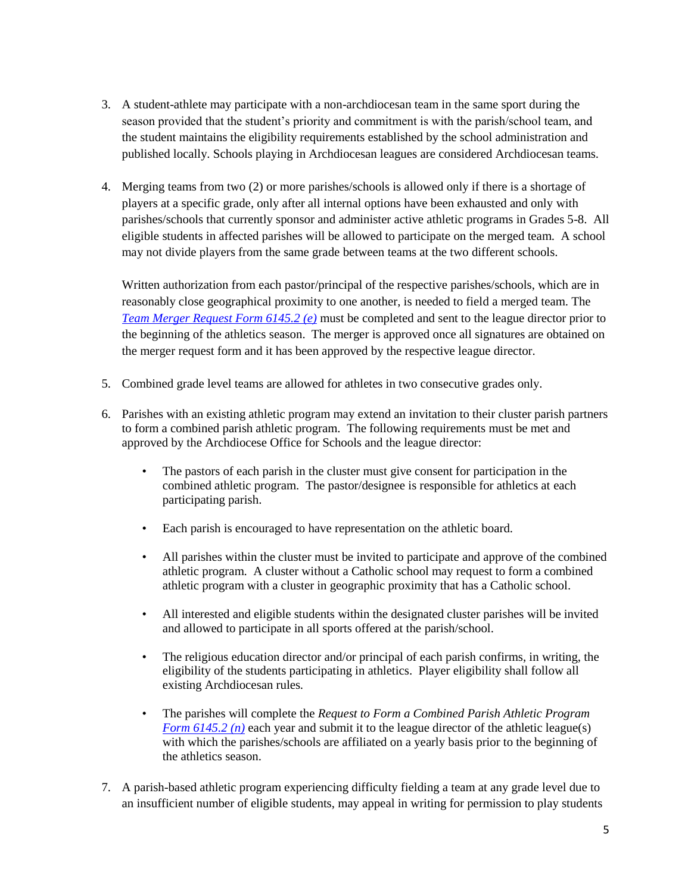3. A student-athlete may participate with a non-archdiocesan team in the same sport during the season provided that the student's priority and commitment is with the parish/school team, and the student maintains the eligibility requirements established by the school administration and published locally. Schools playing in Archdiocesan leagues are considered Archdiocesan teams.

4. Merging teams from two (2) or more parishes/schools is allowed only if there is a shortage of players at a specific grade, only after all internal options have been exhausted and only with parishes/schools that currently sponsor and administer active athletic programs in Grades 5-8. All eligible students in affected parishes will be allowed to participate on the merged team. A school may not divide players from the same grade between teams at the two different schools.

   Written authorization from each pastor/principal of the respective parishes/schools, which are in reasonably close geographical proximity to one another, is needed to field a merged team. The *Team Merger Request Form 6145.2 (e)* must be completed and sent to the league director prior to the beginning of the athletics season. The merger is approved once all signatures are obtained on the merger request form and it has been approved by the respective league director.

5. Combined grade level teams are allowed for athletes in two consecutive grades only.

6. Parishes with an existing athletic program may extend an invitation to their cluster parish partners to form a combined parish athletic program. The following requirements must be met and approved by the Archdiocese Office for Schools and the league director:

   - The pastors of each parish in the cluster must give consent for participation in the combined athletic program. The pastor/designee is responsible for athletics at each participating parish.
   - Each parish is encouraged to have representation on the athletic board.
   - All parishes within the cluster must be invited to participate and approve of the combined athletic program. A cluster without a Catholic school may request to form a combined athletic program with a cluster in geographic proximity that has a Catholic school.
   - All interested and eligible students within the designated cluster parishes will be invited and allowed to participate in all sports offered at the parish/school.
   - The religious education director and/or principal of each parish confirms, in writing, the eligibility of the students participating in athletics. Player eligibility shall follow all existing Archdiocesan rules.
   - The parishes will complete the *Request to Form a Combined Parish Athletic Program Form 6145.2 (n)* each year and submit it to the league director of the athletic league(s) with which the parishes/schools are affiliated on a yearly basis prior to the beginning of the athletics season.

7. A parish-based athletic program experiencing difficulty fielding a team at any grade level due to an insufficient number of eligible students, may appeal in writing for permission to play students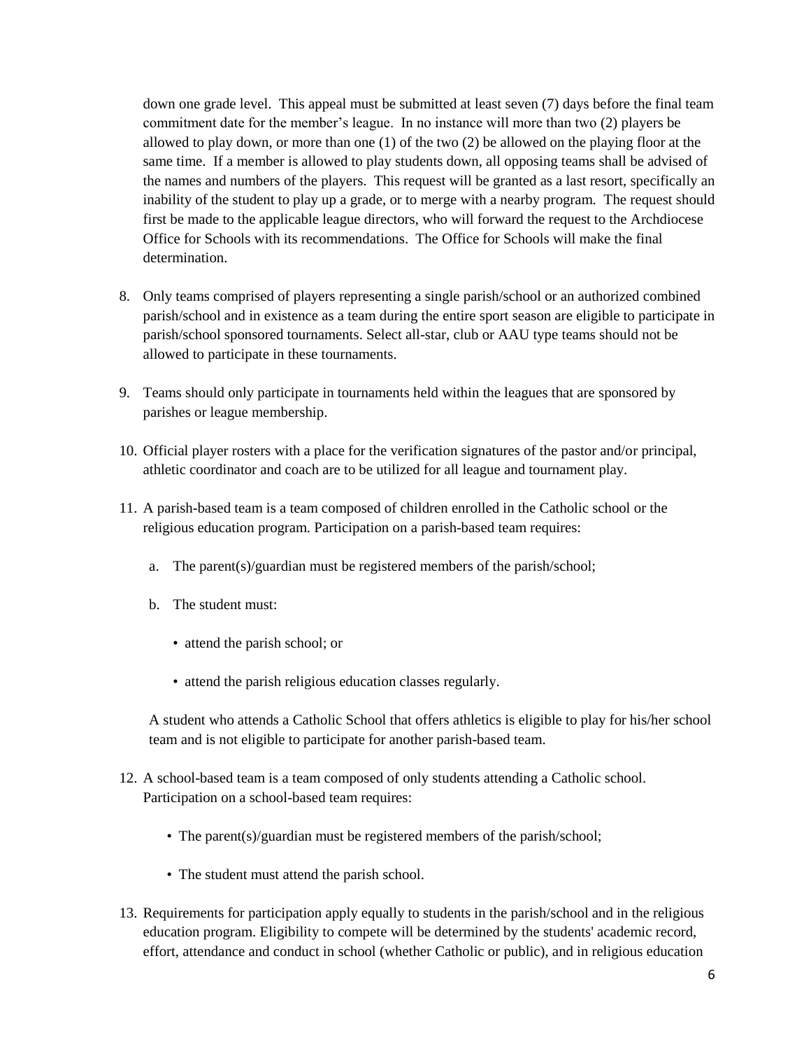down one grade level. This appeal must be submitted at least seven (7) days before the final team commitment date for the member's league. In no instance will more than two (2) players be allowed to play down, or more than one (1) of the two (2) be allowed on the playing floor at the same time. If a member is allowed to play students down, all opposing teams shall be advised of the names and numbers of the players. This request will be granted as a last resort, specifically an inability of the student to play up a grade, or to merge with a nearby program. The request should first be made to the applicable league directors, who will forward the request to the Archdiocese Office for Schools with its recommendations. The Office for Schools will make the final determination.

8. Only teams comprised of players representing a single parish/school or an authorized combined parish/school and in existence as a team during the entire sport season are eligible to participate in parish/school sponsored tournaments. Select all-star, club or AAU type teams should not be allowed to participate in these tournaments.

9. Teams should only participate in tournaments held within the leagues that are sponsored by parishes or league membership.

10. Official player rosters with a place for the verification signatures of the pastor and/or principal, athletic coordinator and coach are to be utilized for all league and tournament play.

11. A parish-based team is a team composed of children enrolled in the Catholic school or the religious education program. Participation on a parish-based team requires:

    a. The parent(s)/guardian must be registered members of the parish/school;

    b. The student must:

       - attend the parish school; or

       - attend the parish religious education classes regularly.

    A student who attends a Catholic School that offers athletics is eligible to play for his/her school team and is not eligible to participate for another parish-based team.

12. A school-based team is a team composed of only students attending a Catholic school. Participation on a school-based team requires:

    - The parent(s)/guardian must be registered members of the parish/school;

    - The student must attend the parish school.

13. Requirements for participation apply equally to students in the parish/school and in the religious education program. Eligibility to compete will be determined by the students' academic record, effort, attendance and conduct in school (whether Catholic or public), and in religious education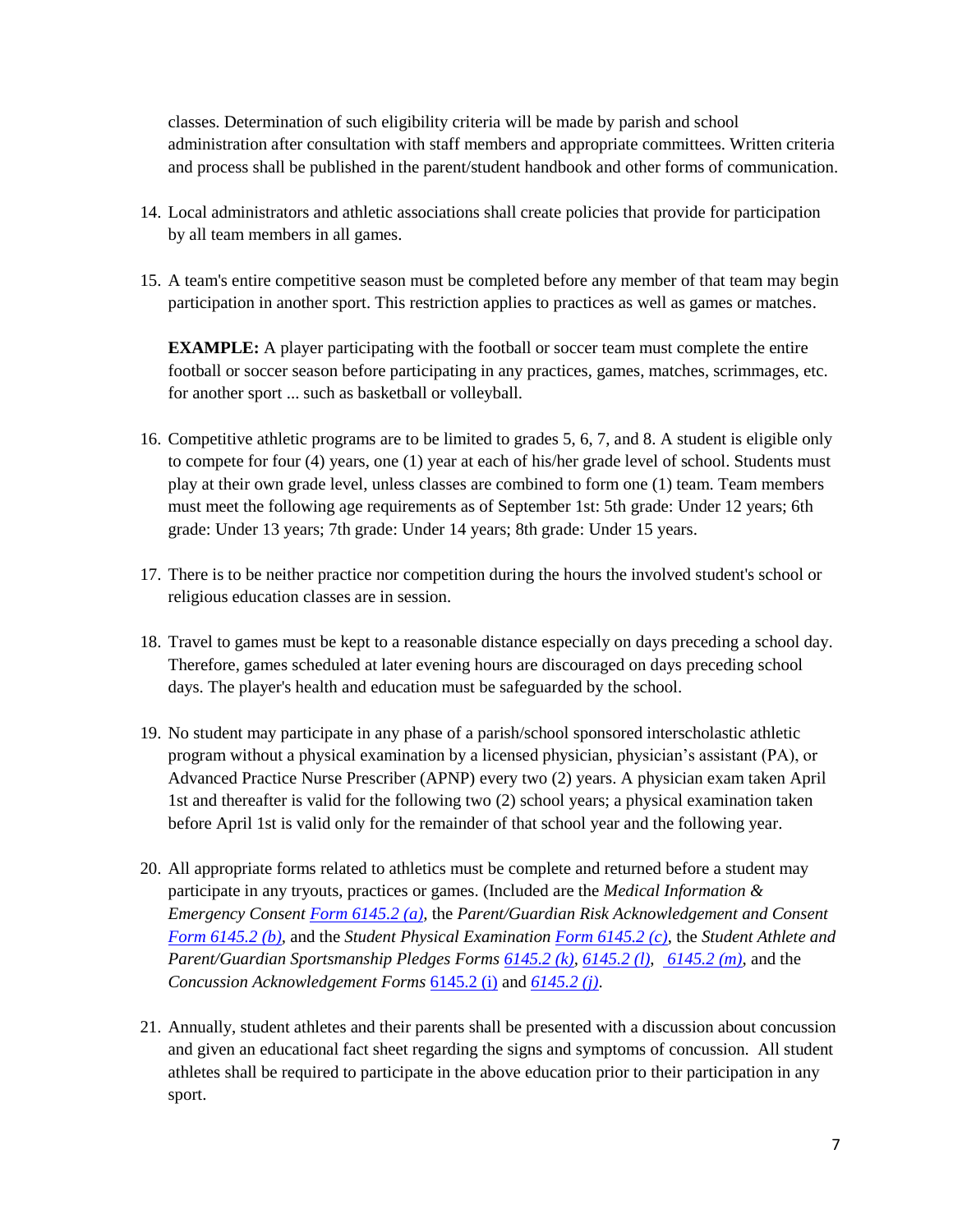classes. Determination of such eligibility criteria will be made by parish and school administration after consultation with staff members and appropriate committees. Written criteria and process shall be published in the parent/student handbook and other forms of communication.

14. Local administrators and athletic associations shall create policies that provide for participation by all team members in all games.

15. A team's entire competitive season must be completed before any member of that team may begin participation in another sport. This restriction applies to practices as well as games or matches.

    **EXAMPLE:** A player participating with the football or soccer team must complete the entire football or soccer season before participating in any practices, games, matches, scrimmages, etc. for another sport ... such as basketball or volleyball.

16. Competitive athletic programs are to be limited to grades 5, 6, 7, and 8. A student is eligible only to compete for four (4) years, one (1) year at each of his/her grade level of school. Students must play at their own grade level, unless classes are combined to form one (1) team. Team members must meet the following age requirements as of September 1st: 5th grade: Under 12 years; 6th grade: Under 13 years; 7th grade: Under 14 years; 8th grade: Under 15 years.

17. There is to be neither practice nor competition during the hours the involved student's school or religious education classes are in session.

18. Travel to games must be kept to a reasonable distance especially on days preceding a school day. Therefore, games scheduled at later evening hours are discouraged on days preceding school days. The player's health and education must be safeguarded by the school.

19. No student may participate in any phase of a parish/school sponsored interscholastic athletic program without a physical examination by a licensed physician, physician's assistant (PA), or Advanced Practice Nurse Prescriber (APNP) every two (2) years. A physician exam taken April 1st and thereafter is valid for the following two (2) school years; a physical examination taken before April 1st is valid only for the remainder of that school year and the following year.

20. All appropriate forms related to athletics must be complete and returned before a student may participate in any tryouts, practices or games. (Included are the *Medical Information & Emergency Consent Form 6145.2 (a)*, the *Parent/Guardian Risk Acknowledgement and Consent Form 6145.2 (b)*, and the *Student Physical Examination Form 6145.2 (c)*, the *Student Athlete and Parent/Guardian Sportsmanship Pledges Forms 6145.2 (k)*, *6145.2 (l)*, *6145.2 (m)*, and the *Concussion Acknowledgement Forms* 6145.2 (i) and *6145.2 (j)*.

21. Annually, student athletes and their parents shall be presented with a discussion about concussion and given an educational fact sheet regarding the signs and symptoms of concussion. All student athletes shall be required to participate in the above education prior to their participation in any sport.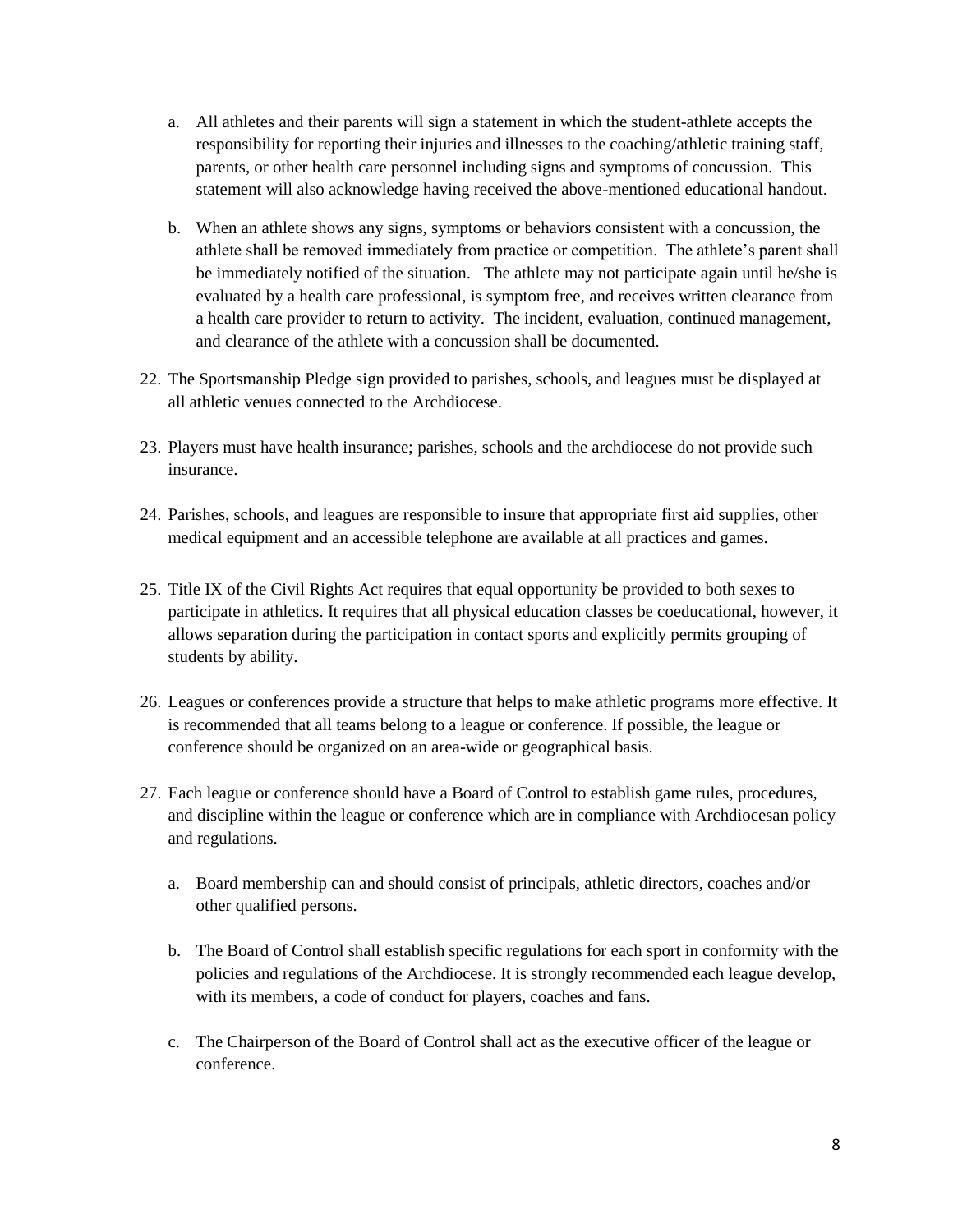a. All athletes and their parents will sign a statement in which the student-athlete accepts the responsibility for reporting their injuries and illnesses to the coaching/athletic training staff, parents, or other health care personnel including signs and symptoms of concussion. This statement will also acknowledge having received the above-mentioned educational handout.

   b. When an athlete shows any signs, symptoms or behaviors consistent with a concussion, the athlete shall be removed immediately from practice or competition. The athlete's parent shall be immediately notified of the situation. The athlete may not participate again until he/she is evaluated by a health care professional, is symptom free, and receives written clearance from a health care provider to return to activity. The incident, evaluation, continued management, and clearance of the athlete with a concussion shall be documented.

22. The Sportsmanship Pledge sign provided to parishes, schools, and leagues must be displayed at all athletic venues connected to the Archdiocese.

23. Players must have health insurance; parishes, schools and the archdiocese do not provide such insurance.

24. Parishes, schools, and leagues are responsible to insure that appropriate first aid supplies, other medical equipment and an accessible telephone are available at all practices and games.

25. Title IX of the Civil Rights Act requires that equal opportunity be provided to both sexes to participate in athletics. It requires that all physical education classes be coeducational, however, it allows separation during the participation in contact sports and explicitly permits grouping of students by ability.

26. Leagues or conferences provide a structure that helps to make athletic programs more effective. It is recommended that all teams belong to a league or conference. If possible, the league or conference should be organized on an area-wide or geographical basis.

27. Each league or conference should have a Board of Control to establish game rules, procedures, and discipline within the league or conference which are in compliance with Archdiocesan policy and regulations.

    a. Board membership can and should consist of principals, athletic directors, coaches and/or other qualified persons.

    b. The Board of Control shall establish specific regulations for each sport in conformity with the policies and regulations of the Archdiocese. It is strongly recommended each league develop, with its members, a code of conduct for players, coaches and fans.

    c. The Chairperson of the Board of Control shall act as the executive officer of the league or conference.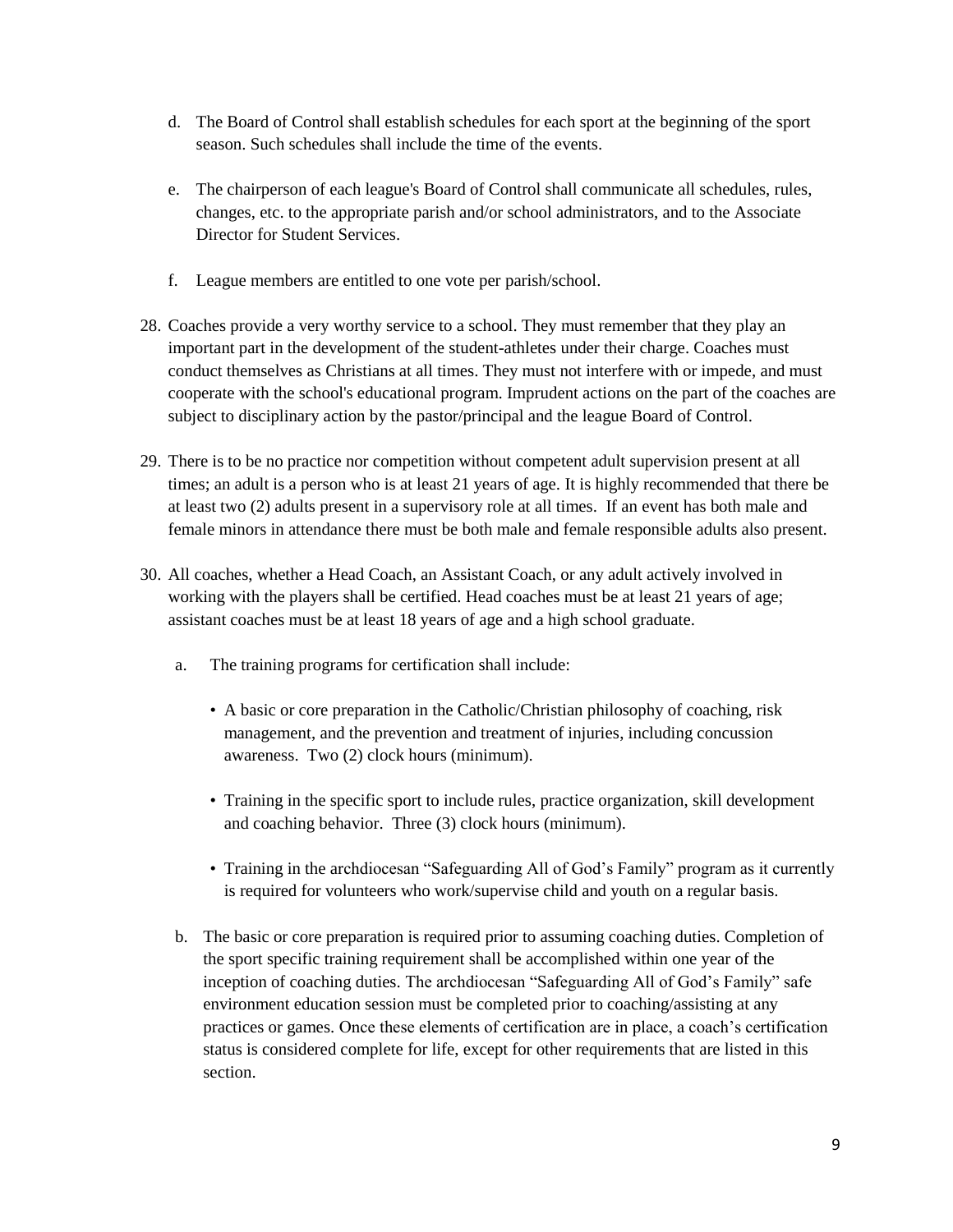d. The Board of Control shall establish schedules for each sport at the beginning of the sport season. Such schedules shall include the time of the events.

e. The chairperson of each league's Board of Control shall communicate all schedules, rules, changes, etc. to the appropriate parish and/or school administrators, and to the Associate Director for Student Services.

f. League members are entitled to one vote per parish/school.

28. Coaches provide a very worthy service to a school. They must remember that they play an important part in the development of the student-athletes under their charge. Coaches must conduct themselves as Christians at all times. They must not interfere with or impede, and must cooperate with the school's educational program. Imprudent actions on the part of the coaches are subject to disciplinary action by the pastor/principal and the league Board of Control.

29. There is to be no practice nor competition without competent adult supervision present at all times; an adult is a person who is at least 21 years of age. It is highly recommended that there be at least two (2) adults present in a supervisory role at all times. If an event has both male and female minors in attendance there must be both male and female responsible adults also present.

30. All coaches, whether a Head Coach, an Assistant Coach, or any adult actively involved in working with the players shall be certified. Head coaches must be at least 21 years of age; assistant coaches must be at least 18 years of age and a high school graduate.

    a. The training programs for certification shall include:

        - A basic or core preparation in the Catholic/Christian philosophy of coaching, risk management, and the prevention and treatment of injuries, including concussion awareness. Two (2) clock hours (minimum).

        - Training in the specific sport to include rules, practice organization, skill development and coaching behavior. Three (3) clock hours (minimum).

        - Training in the archdiocesan "Safeguarding All of God's Family" program as it currently is required for volunteers who work/supervise child and youth on a regular basis.

    b. The basic or core preparation is required prior to assuming coaching duties. Completion of the sport specific training requirement shall be accomplished within one year of the inception of coaching duties. The archdiocesan "Safeguarding All of God's Family" safe environment education session must be completed prior to coaching/assisting at any practices or games. Once these elements of certification are in place, a coach's certification status is considered complete for life, except for other requirements that are listed in this section.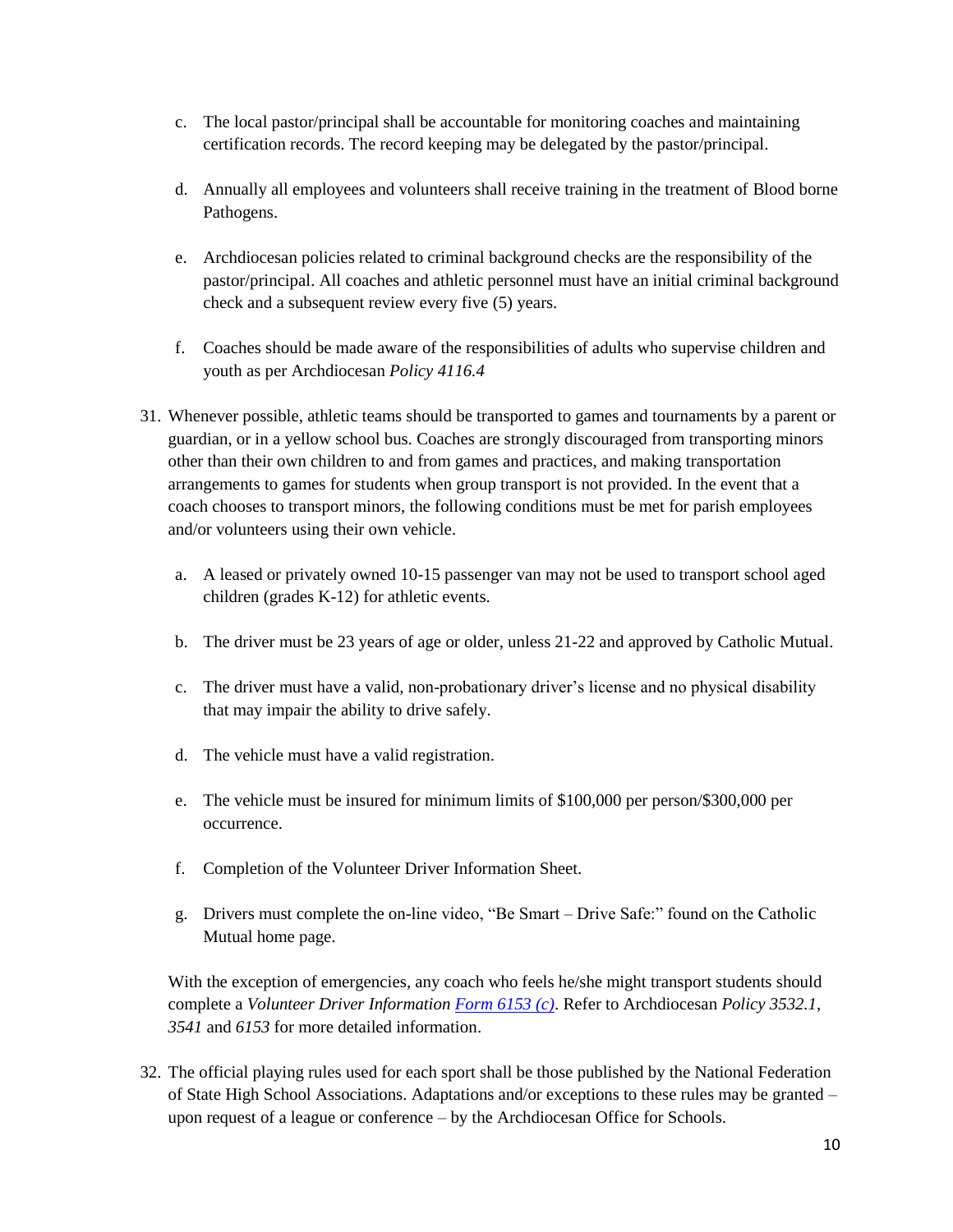c. The local pastor/principal shall be accountable for monitoring coaches and maintaining certification records. The record keeping may be delegated by the pastor/principal.

d. Annually all employees and volunteers shall receive training in the treatment of Blood borne Pathogens.

e. Archdiocesan policies related to criminal background checks are the responsibility of the pastor/principal. All coaches and athletic personnel must have an initial criminal background check and a subsequent review every five (5) years.

f. Coaches should be made aware of the responsibilities of adults who supervise children and youth as per Archdiocesan *Policy 4116.4*

31. Whenever possible, athletic teams should be transported to games and tournaments by a parent or guardian, or in a yellow school bus. Coaches are strongly discouraged from transporting minors other than their own children to and from games and practices, and making transportation arrangements to games for students when group transport is not provided. In the event that a coach chooses to transport minors, the following conditions must be met for parish employees and/or volunteers using their own vehicle.

    a. A leased or privately owned 10-15 passenger van may not be used to transport school aged children (grades K-12) for athletic events.

    b. The driver must be 23 years of age or older, unless 21-22 and approved by Catholic Mutual.

    c. The driver must have a valid, non-probationary driver's license and no physical disability that may impair the ability to drive safely.

    d. The vehicle must have a valid registration.

    e. The vehicle must be insured for minimum limits of $100,000 per person/$300,000 per occurrence.

    f. Completion of the Volunteer Driver Information Sheet.

    g. Drivers must complete the on-line video, "Be Smart – Drive Safe:" found on the Catholic Mutual home page.

    With the exception of emergencies, any coach who feels he/she might transport students should complete a *Volunteer Driver Information* [*Form 6153 (c)*](). Refer to Archdiocesan *Policy 3532.1, 3541* and *6153* for more detailed information.

32. The official playing rules used for each sport shall be those published by the National Federation of State High School Associations. Adaptations and/or exceptions to these rules may be granted – upon request of a league or conference – by the Archdiocesan Office for Schools.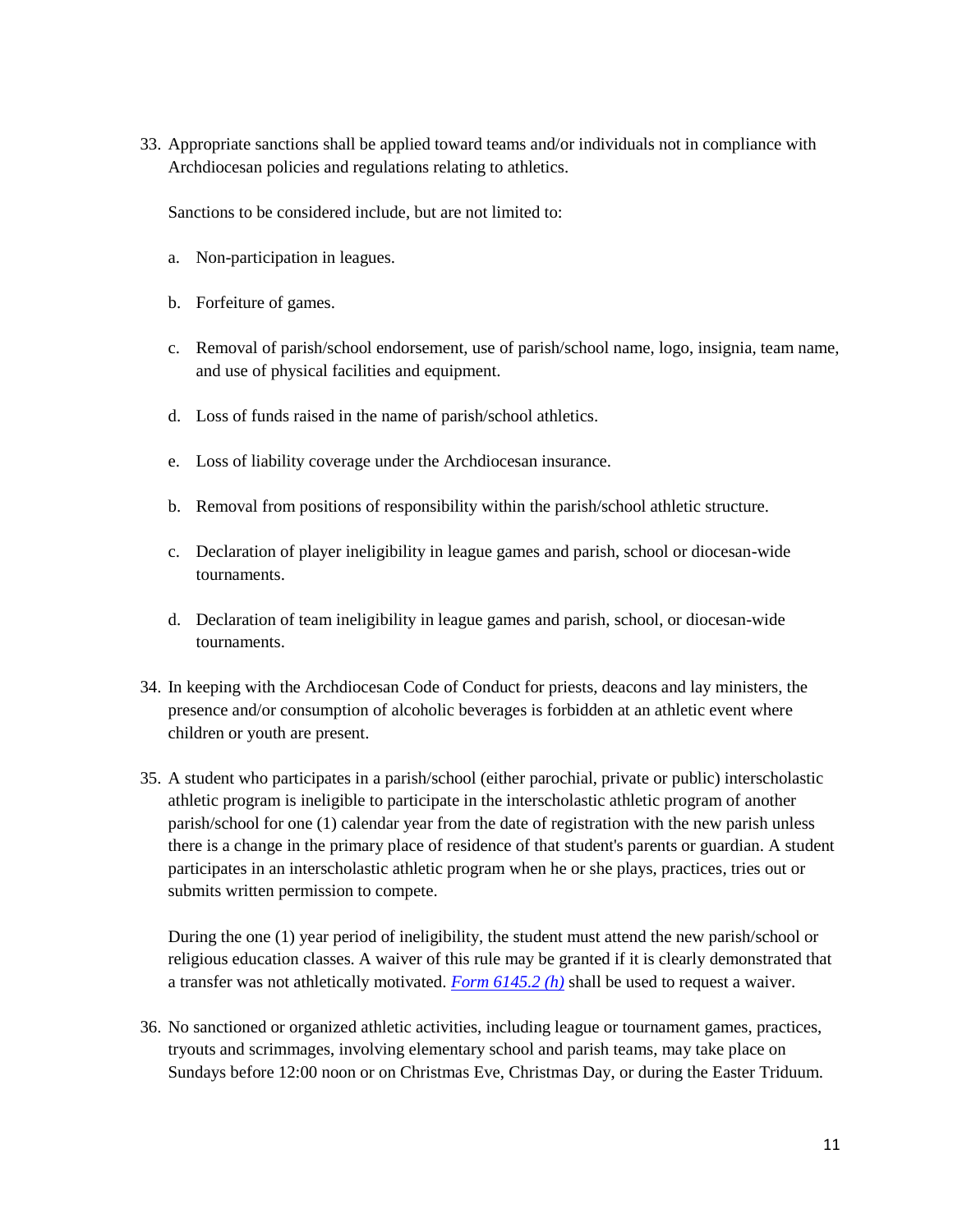33. Appropriate sanctions shall be applied toward teams and/or individuals not in compliance with Archdiocesan policies and regulations relating to athletics.

    Sanctions to be considered include, but are not limited to:

    a. Non-participation in leagues.

    b. Forfeiture of games.

    c. Removal of parish/school endorsement, use of parish/school name, logo, insignia, team name, and use of physical facilities and equipment.

    d. Loss of funds raised in the name of parish/school athletics.

    e. Loss of liability coverage under the Archdiocesan insurance.

    b. Removal from positions of responsibility within the parish/school athletic structure.

    c. Declaration of player ineligibility in league games and parish, school or diocesan-wide tournaments.

    d. Declaration of team ineligibility in league games and parish, school, or diocesan-wide tournaments.

34. In keeping with the Archdiocesan Code of Conduct for priests, deacons and lay ministers, the presence and/or consumption of alcoholic beverages is forbidden at an athletic event where children or youth are present.

35. A student who participates in a parish/school (either parochial, private or public) interscholastic athletic program is ineligible to participate in the interscholastic athletic program of another parish/school for one (1) calendar year from the date of registration with the new parish unless there is a change in the primary place of residence of that student's parents or guardian. A student participates in an interscholastic athletic program when he or she plays, practices, tries out or submits written permission to compete.

    During the one (1) year period of ineligibility, the student must attend the new parish/school or religious education classes. A waiver of this rule may be granted if it is clearly demonstrated that a transfer was not athletically motivated. *Form 6145.2 (h)* shall be used to request a waiver.

36. No sanctioned or organized athletic activities, including league or tournament games, practices, tryouts and scrimmages, involving elementary school and parish teams, may take place on Sundays before 12:00 noon or on Christmas Eve, Christmas Day, or during the Easter Triduum.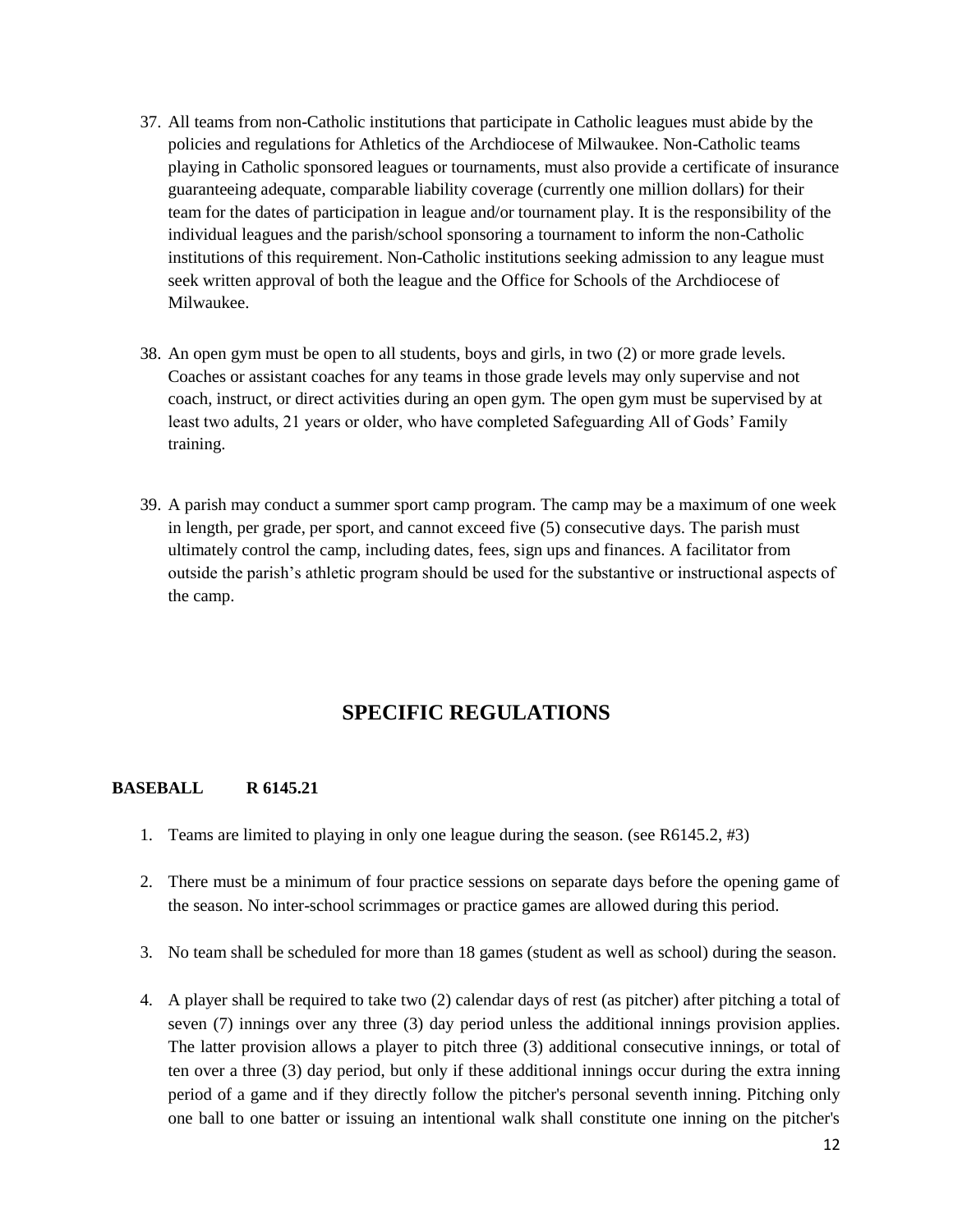37. All teams from non-Catholic institutions that participate in Catholic leagues must abide by the policies and regulations for Athletics of the Archdiocese of Milwaukee. Non-Catholic teams playing in Catholic sponsored leagues or tournaments, must also provide a certificate of insurance guaranteeing adequate, comparable liability coverage (currently one million dollars) for their team for the dates of participation in league and/or tournament play. It is the responsibility of the individual leagues and the parish/school sponsoring a tournament to inform the non-Catholic institutions of this requirement. Non-Catholic institutions seeking admission to any league must seek written approval of both the league and the Office for Schools of the Archdiocese of Milwaukee.

38. An open gym must be open to all students, boys and girls, in two (2) or more grade levels. Coaches or assistant coaches for any teams in those grade levels may only supervise and not coach, instruct, or direct activities during an open gym. The open gym must be supervised by at least two adults, 21 years or older, who have completed Safeguarding All of Gods' Family training.

39. A parish may conduct a summer sport camp program. The camp may be a maximum of one week in length, per grade, per sport, and cannot exceed five (5) consecutive days. The parish must ultimately control the camp, including dates, fees, sign ups and finances. A facilitator from outside the parish's athletic program should be used for the substantive or instructional aspects of the camp.

## SPECIFIC REGULATIONS

### BASEBALL R 6145.21

1. Teams are limited to playing in only one league during the season. (see R6145.2, #3)

2. There must be a minimum of four practice sessions on separate days before the opening game of the season. No inter-school scrimmages or practice games are allowed during this period.

3. No team shall be scheduled for more than 18 games (student as well as school) during the season.

4. A player shall be required to take two (2) calendar days of rest (as pitcher) after pitching a total of seven (7) innings over any three (3) day period unless the additional innings provision applies. The latter provision allows a player to pitch three (3) additional consecutive innings, or total of ten over a three (3) day period, but only if these additional innings occur during the extra inning period of a game and if they directly follow the pitcher's personal seventh inning. Pitching only one ball to one batter or issuing an intentional walk shall constitute one inning on the pitcher's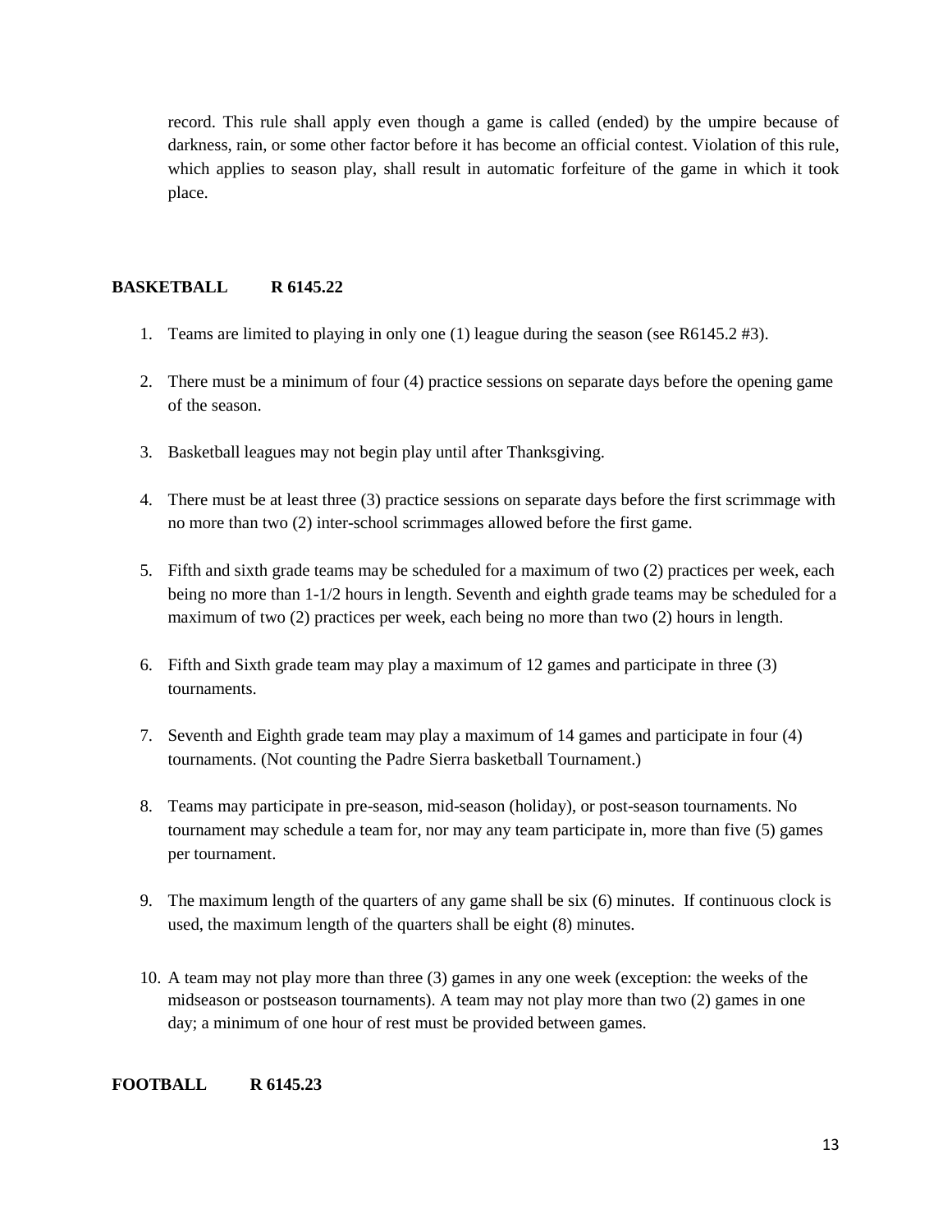record. This rule shall apply even though a game is called (ended) by the umpire because of darkness, rain, or some other factor before it has become an official contest. Violation of this rule, which applies to season play, shall result in automatic forfeiture of the game in which it took place.

**BASKETBALL R 6145.22**

1. Teams are limited to playing in only one (1) league during the season (see R6145.2 #3).
2. There must be a minimum of four (4) practice sessions on separate days before the opening game of the season.
3. Basketball leagues may not begin play until after Thanksgiving.
4. There must be at least three (3) practice sessions on separate days before the first scrimmage with no more than two (2) inter-school scrimmages allowed before the first game.
5. Fifth and sixth grade teams may be scheduled for a maximum of two (2) practices per week, each being no more than 1-1/2 hours in length. Seventh and eighth grade teams may be scheduled for a maximum of two (2) practices per week, each being no more than two (2) hours in length.
6. Fifth and Sixth grade team may play a maximum of 12 games and participate in three (3) tournaments.
7. Seventh and Eighth grade team may play a maximum of 14 games and participate in four (4) tournaments. (Not counting the Padre Sierra basketball Tournament.)
8. Teams may participate in pre-season, mid-season (holiday), or post-season tournaments. No tournament may schedule a team for, nor may any team participate in, more than five (5) games per tournament.
9. The maximum length of the quarters of any game shall be six (6) minutes. If continuous clock is used, the maximum length of the quarters shall be eight (8) minutes.
10. A team may not play more than three (3) games in any one week (exception: the weeks of the midseason or postseason tournaments). A team may not play more than two (2) games in one day; a minimum of one hour of rest must be provided between games.

**FOOTBALL R 6145.23**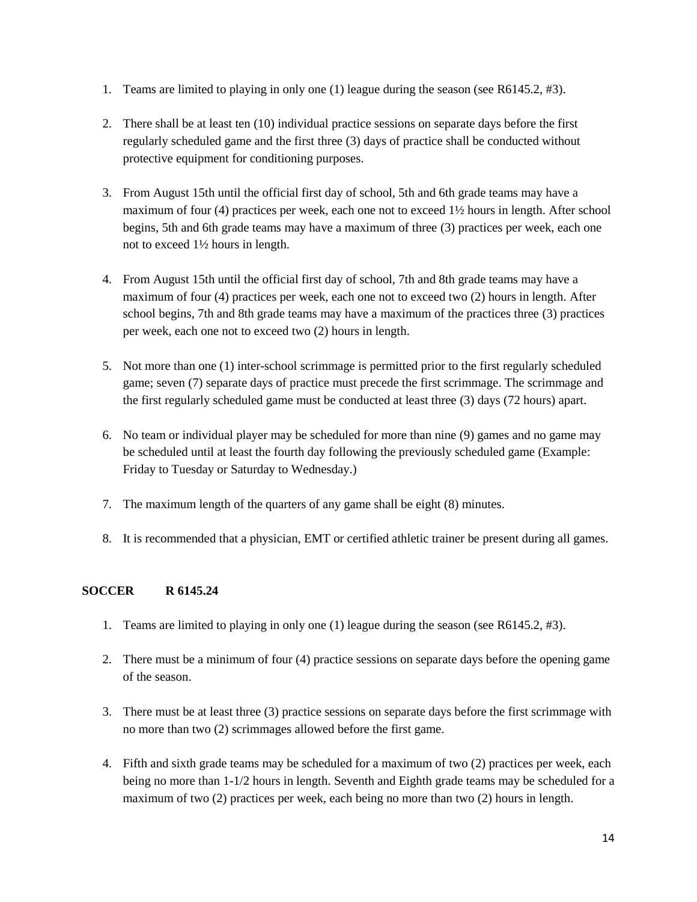1. Teams are limited to playing in only one (1) league during the season (see R6145.2, #3).

2. There shall be at least ten (10) individual practice sessions on separate days before the first regularly scheduled game and the first three (3) days of practice shall be conducted without protective equipment for conditioning purposes.

3. From August 15th until the official first day of school, 5th and 6th grade teams may have a maximum of four (4) practices per week, each one not to exceed 1½ hours in length. After school begins, 5th and 6th grade teams may have a maximum of three (3) practices per week, each one not to exceed 1½ hours in length.

4. From August 15th until the official first day of school, 7th and 8th grade teams may have a maximum of four (4) practices per week, each one not to exceed two (2) hours in length. After school begins, 7th and 8th grade teams may have a maximum of the practices three (3) practices per week, each one not to exceed two (2) hours in length.

5. Not more than one (1) inter-school scrimmage is permitted prior to the first regularly scheduled game; seven (7) separate days of practice must precede the first scrimmage. The scrimmage and the first regularly scheduled game must be conducted at least three (3) days (72 hours) apart.

6. No team or individual player may be scheduled for more than nine (9) games and no game may be scheduled until at least the fourth day following the previously scheduled game (Example: Friday to Tuesday or Saturday to Wednesday.)

7. The maximum length of the quarters of any game shall be eight (8) minutes.

8. It is recommended that a physician, EMT or certified athletic trainer be present during all games.

**SOCCER R 6145.24**

1. Teams are limited to playing in only one (1) league during the season (see R6145.2, #3).

2. There must be a minimum of four (4) practice sessions on separate days before the opening game of the season.

3. There must be at least three (3) practice sessions on separate days before the first scrimmage with no more than two (2) scrimmages allowed before the first game.

4. Fifth and sixth grade teams may be scheduled for a maximum of two (2) practices per week, each being no more than 1-1/2 hours in length. Seventh and Eighth grade teams may be scheduled for a maximum of two (2) practices per week, each being no more than two (2) hours in length.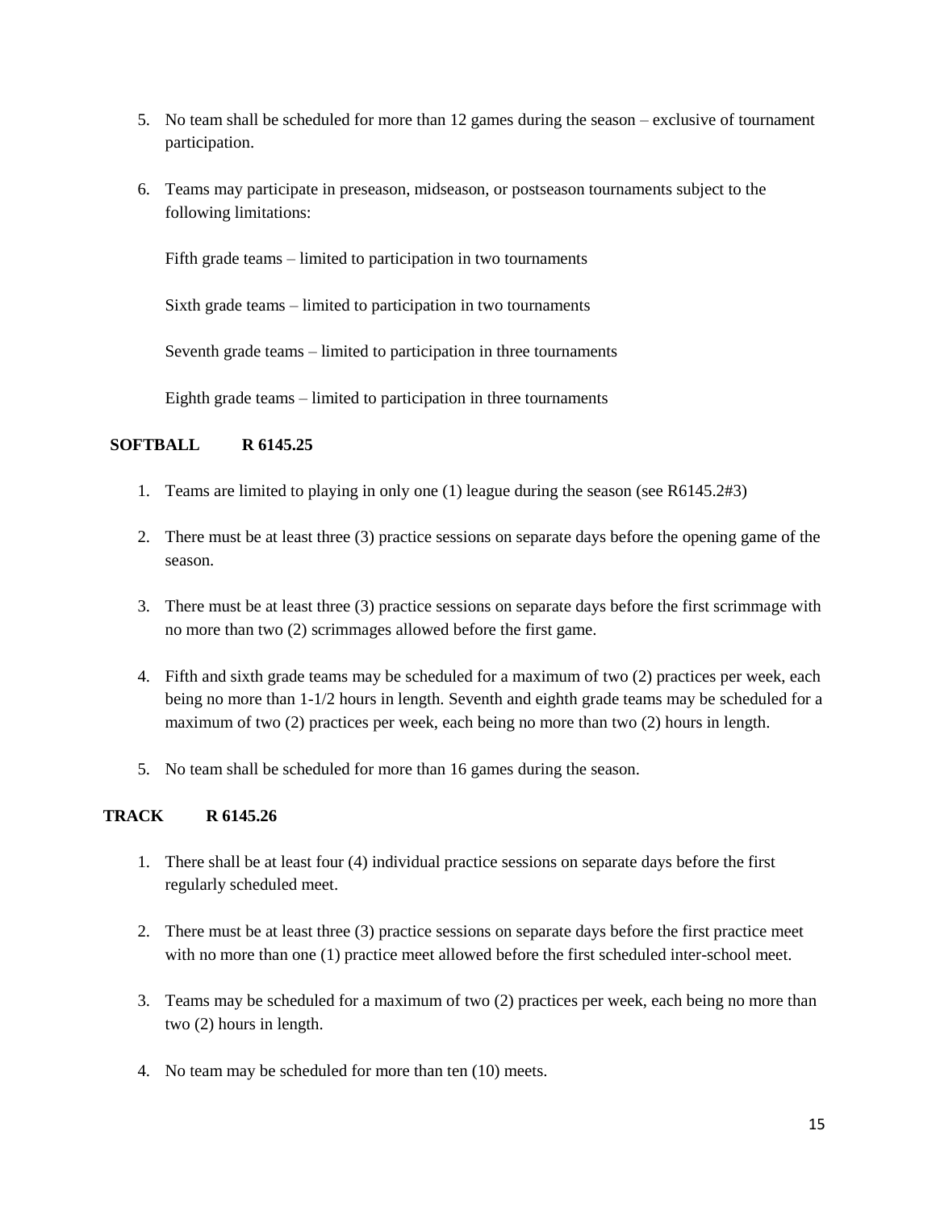5. No team shall be scheduled for more than 12 games during the season – exclusive of tournament participation.

6. Teams may participate in preseason, midseason, or postseason tournaments subject to the following limitations:

   Fifth grade teams – limited to participation in two tournaments

   Sixth grade teams – limited to participation in two tournaments

   Seventh grade teams – limited to participation in three tournaments

   Eighth grade teams – limited to participation in three tournaments

**SOFTBALL R 6145.25**

1. Teams are limited to playing in only one (1) league during the season (see R6145.2#3)

2. There must be at least three (3) practice sessions on separate days before the opening game of the season.

3. There must be at least three (3) practice sessions on separate days before the first scrimmage with no more than two (2) scrimmages allowed before the first game.

4. Fifth and sixth grade teams may be scheduled for a maximum of two (2) practices per week, each being no more than 1-1/2 hours in length. Seventh and eighth grade teams may be scheduled for a maximum of two (2) practices per week, each being no more than two (2) hours in length.

5. No team shall be scheduled for more than 16 games during the season.

**TRACK R 6145.26**

1. There shall be at least four (4) individual practice sessions on separate days before the first regularly scheduled meet.

2. There must be at least three (3) practice sessions on separate days before the first practice meet with no more than one (1) practice meet allowed before the first scheduled inter-school meet.

3. Teams may be scheduled for a maximum of two (2) practices per week, each being no more than two (2) hours in length.

4. No team may be scheduled for more than ten (10) meets.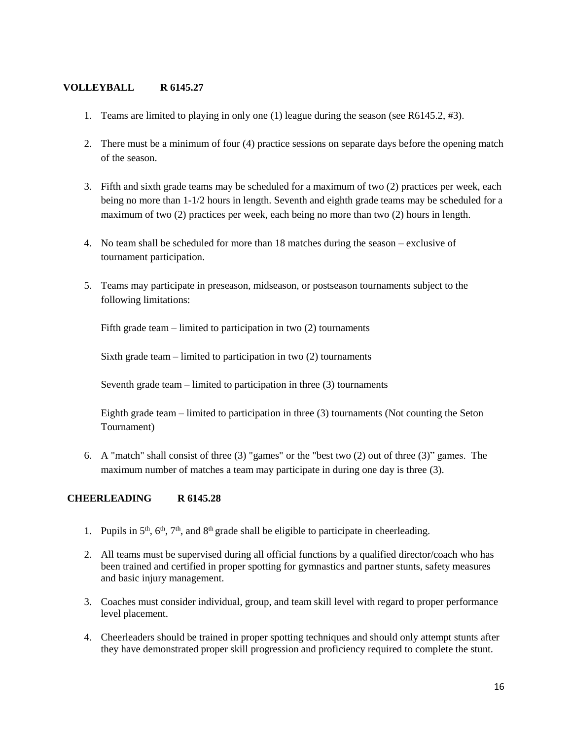**VOLLEYBALL R 6145.27**

1. Teams are limited to playing in only one (1) league during the season (see R6145.2, #3).

2. There must be a minimum of four (4) practice sessions on separate days before the opening match of the season.

3. Fifth and sixth grade teams may be scheduled for a maximum of two (2) practices per week, each being no more than 1-1/2 hours in length. Seventh and eighth grade teams may be scheduled for a maximum of two (2) practices per week, each being no more than two (2) hours in length.

4. No team shall be scheduled for more than 18 matches during the season – exclusive of tournament participation.

5. Teams may participate in preseason, midseason, or postseason tournaments subject to the following limitations:

   Fifth grade team – limited to participation in two (2) tournaments

   Sixth grade team – limited to participation in two (2) tournaments

   Seventh grade team – limited to participation in three (3) tournaments

   Eighth grade team – limited to participation in three (3) tournaments (Not counting the Seton Tournament)

6. A "match" shall consist of three (3) "games" or the "best two (2) out of three (3)" games. The maximum number of matches a team may participate in during one day is three (3).

**CHEERLEADING R 6145.28**

1. Pupils in 5th, 6th, 7th, and 8th grade shall be eligible to participate in cheerleading.

2. All teams must be supervised during all official functions by a qualified director/coach who has been trained and certified in proper spotting for gymnastics and partner stunts, safety measures and basic injury management.

3. Coaches must consider individual, group, and team skill level with regard to proper performance level placement.

4. Cheerleaders should be trained in proper spotting techniques and should only attempt stunts after they have demonstrated proper skill progression and proficiency required to complete the stunt.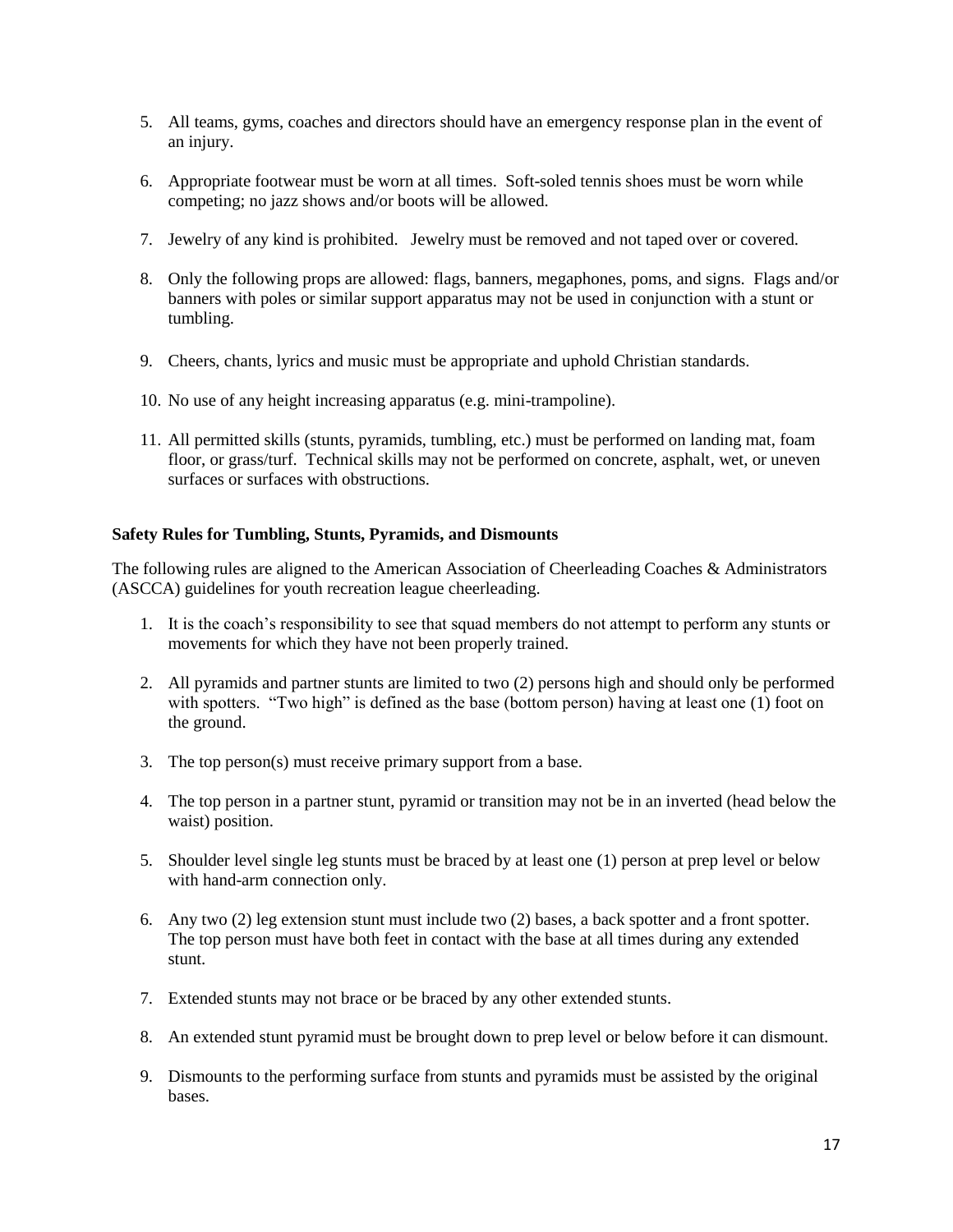5. All teams, gyms, coaches and directors should have an emergency response plan in the event of an injury.

6. Appropriate footwear must be worn at all times. Soft-soled tennis shoes must be worn while competing; no jazz shows and/or boots will be allowed.

7. Jewelry of any kind is prohibited. Jewelry must be removed and not taped over or covered.

8. Only the following props are allowed: flags, banners, megaphones, poms, and signs. Flags and/or banners with poles or similar support apparatus may not be used in conjunction with a stunt or tumbling.

9. Cheers, chants, lyrics and music must be appropriate and uphold Christian standards.

10. No use of any height increasing apparatus (e.g. mini-trampoline).

11. All permitted skills (stunts, pyramids, tumbling, etc.) must be performed on landing mat, foam floor, or grass/turf. Technical skills may not be performed on concrete, asphalt, wet, or uneven surfaces or surfaces with obstructions.

**Safety Rules for Tumbling, Stunts, Pyramids, and Dismounts**

The following rules are aligned to the American Association of Cheerleading Coaches & Administrators (ASCCA) guidelines for youth recreation league cheerleading.

1. It is the coach's responsibility to see that squad members do not attempt to perform any stunts or movements for which they have not been properly trained.

2. All pyramids and partner stunts are limited to two (2) persons high and should only be performed with spotters. "Two high" is defined as the base (bottom person) having at least one (1) foot on the ground.

3. The top person(s) must receive primary support from a base.

4. The top person in a partner stunt, pyramid or transition may not be in an inverted (head below the waist) position.

5. Shoulder level single leg stunts must be braced by at least one (1) person at prep level or below with hand-arm connection only.

6. Any two (2) leg extension stunt must include two (2) bases, a back spotter and a front spotter. The top person must have both feet in contact with the base at all times during any extended stunt.

7. Extended stunts may not brace or be braced by any other extended stunts.

8. An extended stunt pyramid must be brought down to prep level or below before it can dismount.

9. Dismounts to the performing surface from stunts and pyramids must be assisted by the original bases.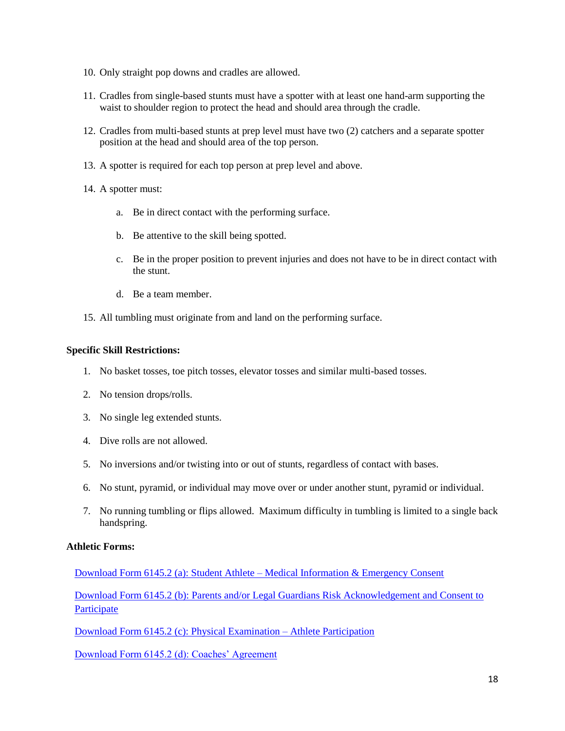10. Only straight pop downs and cradles are allowed.

11. Cradles from single-based stunts must have a spotter with at least one hand-arm supporting the waist to shoulder region to protect the head and should area through the cradle.

12. Cradles from multi-based stunts at prep level must have two (2) catchers and a separate spotter position at the head and should area of the top person.

13. A spotter is required for each top person at prep level and above.

14. A spotter must:

    a. Be in direct contact with the performing surface.

    b. Be attentive to the skill being spotted.

    c. Be in the proper position to prevent injuries and does not have to be in direct contact with the stunt.

    d. Be a team member.

15. All tumbling must originate from and land on the performing surface.

**Specific Skill Restrictions:**

1. No basket tosses, toe pitch tosses, elevator tosses and similar multi-based tosses.

2. No tension drops/rolls.

3. No single leg extended stunts.

4. Dive rolls are not allowed.

5. No inversions and/or twisting into or out of stunts, regardless of contact with bases.

6. No stunt, pyramid, or individual may move over or under another stunt, pyramid or individual.

7. No running tumbling or flips allowed. Maximum difficulty in tumbling is limited to a single back handspring.

**Athletic Forms:**

Download Form 6145.2 (a): Student Athlete – Medical Information & Emergency Consent

Download Form 6145.2 (b): Parents and/or Legal Guardians Risk Acknowledgement and Consent to Participate

Download Form 6145.2 (c): Physical Examination – Athlete Participation

Download Form 6145.2 (d): Coaches' Agreement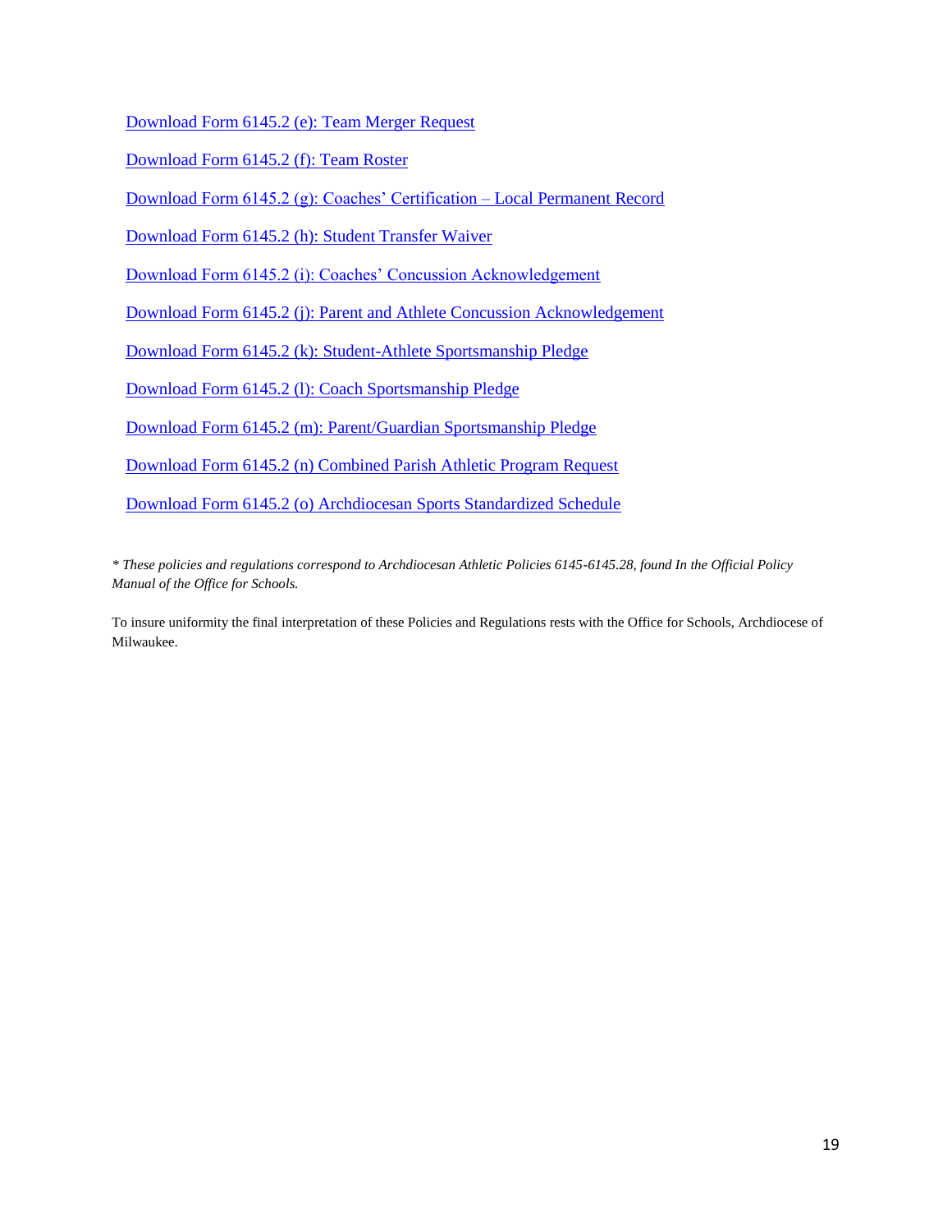Download Form 6145.2 (e): Team Merger Request

Download Form 6145.2 (f): Team Roster

Download Form 6145.2 (g): Coaches' Certification – Local Permanent Record

Download Form 6145.2 (h): Student Transfer Waiver

Download Form 6145.2 (i): Coaches' Concussion Acknowledgement

Download Form 6145.2 (j): Parent and Athlete Concussion Acknowledgement

Download Form 6145.2 (k): Student-Athlete Sportsmanship Pledge

Download Form 6145.2 (l): Coach Sportsmanship Pledge

Download Form 6145.2 (m): Parent/Guardian Sportsmanship Pledge

Download Form 6145.2 (n) Combined Parish Athletic Program Request

Download Form 6145.2 (o) Archdiocesan Sports Standardized Schedule

*\* These policies and regulations correspond to Archdiocesan Athletic Policies 6145-6145.28, found In the Official Policy Manual of the Office for Schools.*

To insure uniformity the final interpretation of these Policies and Regulations rests with the Office for Schools, Archdiocese of Milwaukee.